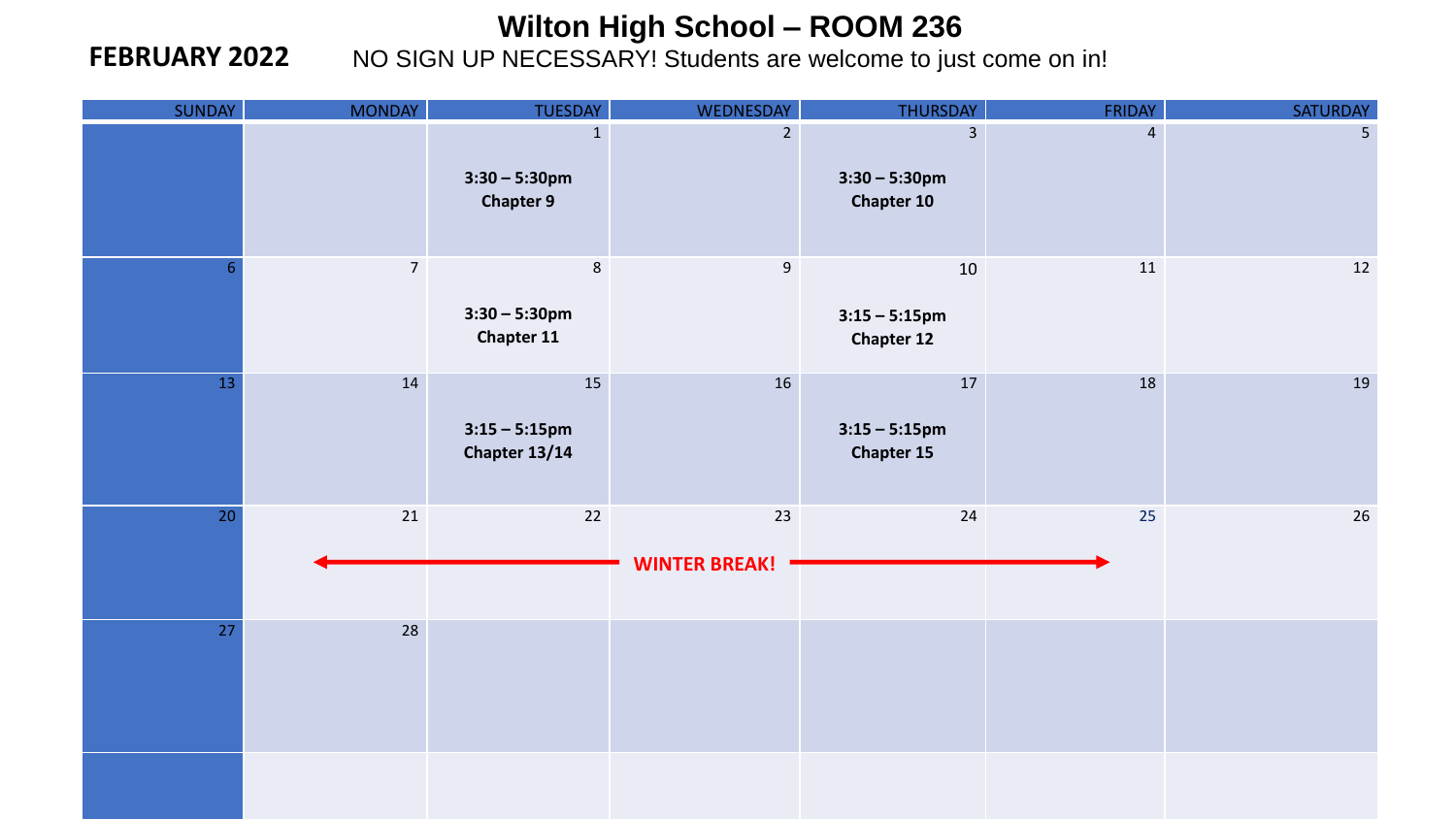# Wilton High School – ROOM 236

**FEBRUARY 2022**

NO SIGN UP NECESSARY! Students are welcome to just come on in!

| SUNDAY | MONDAY | TUESDAY | WEDNESDAY | THURSDAY | FRIDAY | SATURDAY |
|---|---|---|---|---|---|---|
| | | 1<br>**3:30 – 5:30pm**<br>**Chapter 9** | 2 | 3<br>**3:30 – 5:30pm**<br>**Chapter 10** | 4 | 5 |
| 6 | 7 | 8<br>**3:30 – 5:30pm**<br>**Chapter 11** | 9 | 10<br>**3:15 – 5:15pm**<br>**Chapter 12** | 11 | 12 |
| 13 | 14 | 15<br>**3:15 – 5:15pm**<br>**Chapter 13/14** | 16 | 17<br>**3:15 – 5:15pm**<br>**Chapter 15** | 18 | 19 |
| 20 | 21 ← | 22 | 23<br>**WINTER BREAK!** | 24 | 25 → | 26 |
| 27 | 28 | | | | | |
| | | | | | | |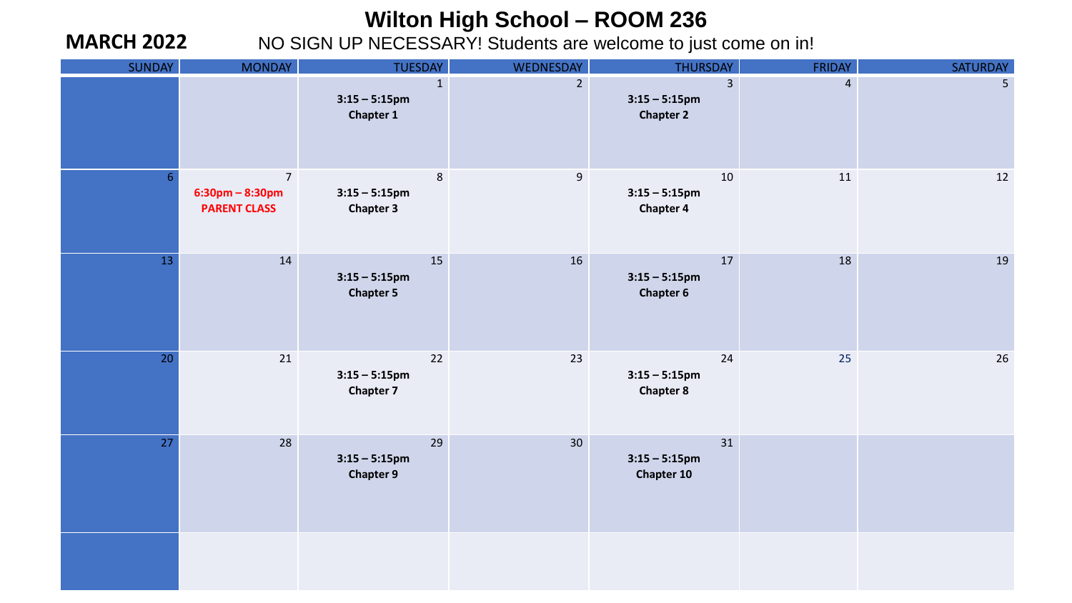# Wilton High School – ROOM 236

**MARCH 2022**

NO SIGN UP NECESSARY! Students are welcome to just come on in!

| SUNDAY | MONDAY | TUESDAY | WEDNESDAY | THURSDAY | FRIDAY | SATURDAY |
|---|---|---|---|---|---|---|
| | | 1 **3:15 – 5:15pm Chapter 1** | 2 | 3 **3:15 – 5:15pm Chapter 2** | 4 | 5 |
| 6 | 7 **6:30pm – 8:30pm PARENT CLASS** | 8 **3:15 – 5:15pm Chapter 3** | 9 | 10 **3:15 – 5:15pm Chapter 4** | 11 | 12 |
| 13 | 14 | 15 **3:15 – 5:15pm Chapter 5** | 16 | 17 **3:15 – 5:15pm Chapter 6** | 18 | 19 |
| 20 | 21 | 22 **3:15 – 5:15pm Chapter 7** | 23 | 24 **3:15 – 5:15pm Chapter 8** | 25 | 26 |
| 27 | 28 | 29 **3:15 – 5:15pm Chapter 9** | 30 | 31 **3:15 – 5:15pm Chapter 10** | | |
| | | | | | | |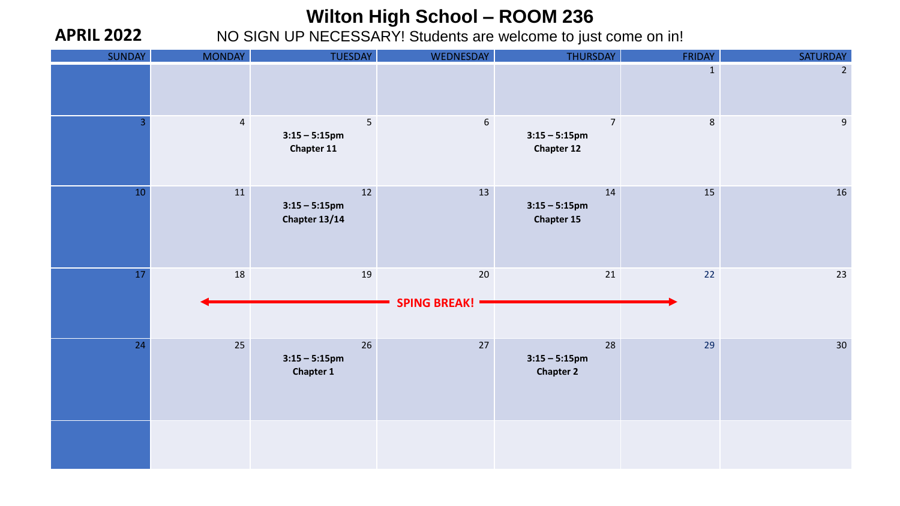# Wilton High School – ROOM 236

**APRIL 2022**

NO SIGN UP NECESSARY! Students are welcome to just come on in!

| SUNDAY | MONDAY | TUESDAY | WEDNESDAY | THURSDAY | FRIDAY | SATURDAY |
|---|---|---|---|---|---|---|
| | | | | | 1 | 2 |
| 3 | 4 | 5<br>**3:15 – 5:15pm**<br>**Chapter 11** | 6 | 7<br>**3:15 – 5:15pm**<br>**Chapter 12** | 8 | 9 |
| 10 | 11 | 12<br>**3:15 – 5:15pm**<br>**Chapter 13/14** | 13 | 14<br>**3:15 – 5:15pm**<br>**Chapter 15** | 15 | 16 |
| 17 | 18<br>← | 19 | 20<br>**SPING BREAK!** | 21 | 22<br>→ | 23 |
| 24 | 25 | 26<br>**3:15 – 5:15pm**<br>**Chapter 1** | 27 | 28<br>**3:15 – 5:15pm**<br>**Chapter 2** | 29 | 30 |
| | | | | | | |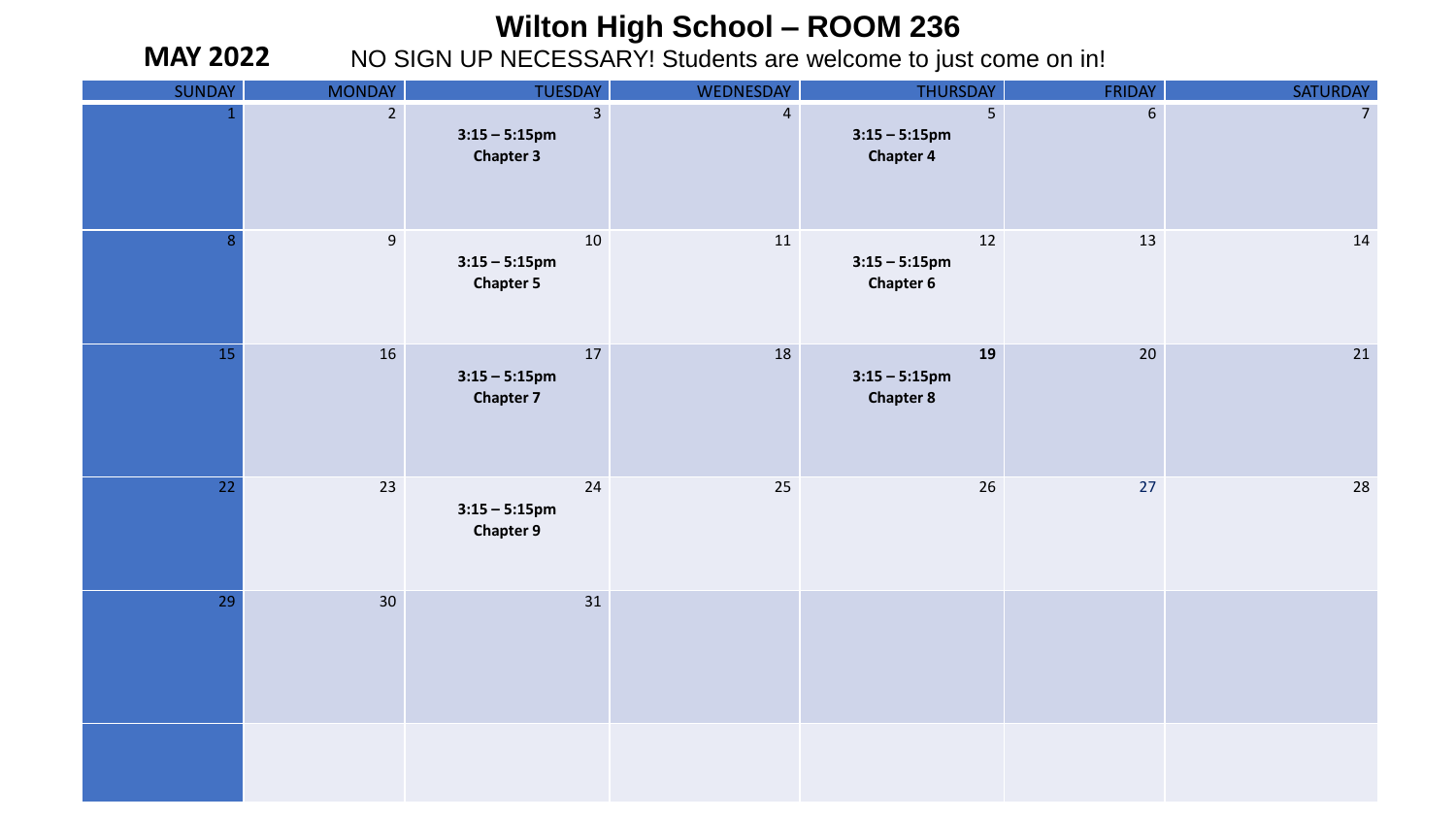# Wilton High School – ROOM 236

**MAY 2022**

NO SIGN UP NECESSARY! Students are welcome to just come on in!

| SUNDAY | MONDAY | TUESDAY | WEDNESDAY | THURSDAY | FRIDAY | SATURDAY |
|---|---|---|---|---|---|---|
| 1 | 2 | 3<br>**3:15 – 5:15pm**<br>**Chapter 3** | 4 | 5<br>**3:15 – 5:15pm**<br>**Chapter 4** | 6 | 7 |
| 8 | 9 | 10<br>**3:15 – 5:15pm**<br>**Chapter 5** | 11 | 12<br>**3:15 – 5:15pm**<br>**Chapter 6** | 13 | 14 |
| 15 | 16 | 17<br>**3:15 – 5:15pm**<br>**Chapter 7** | 18 | **19**<br>**3:15 – 5:15pm**<br>**Chapter 8** | 20 | 21 |
| 22 | 23 | 24<br>**3:15 – 5:15pm**<br>**Chapter 9** | 25 | 26 | 27 | 28 |
| 29 | 30 | 31 | | | | |
| | | | | | | |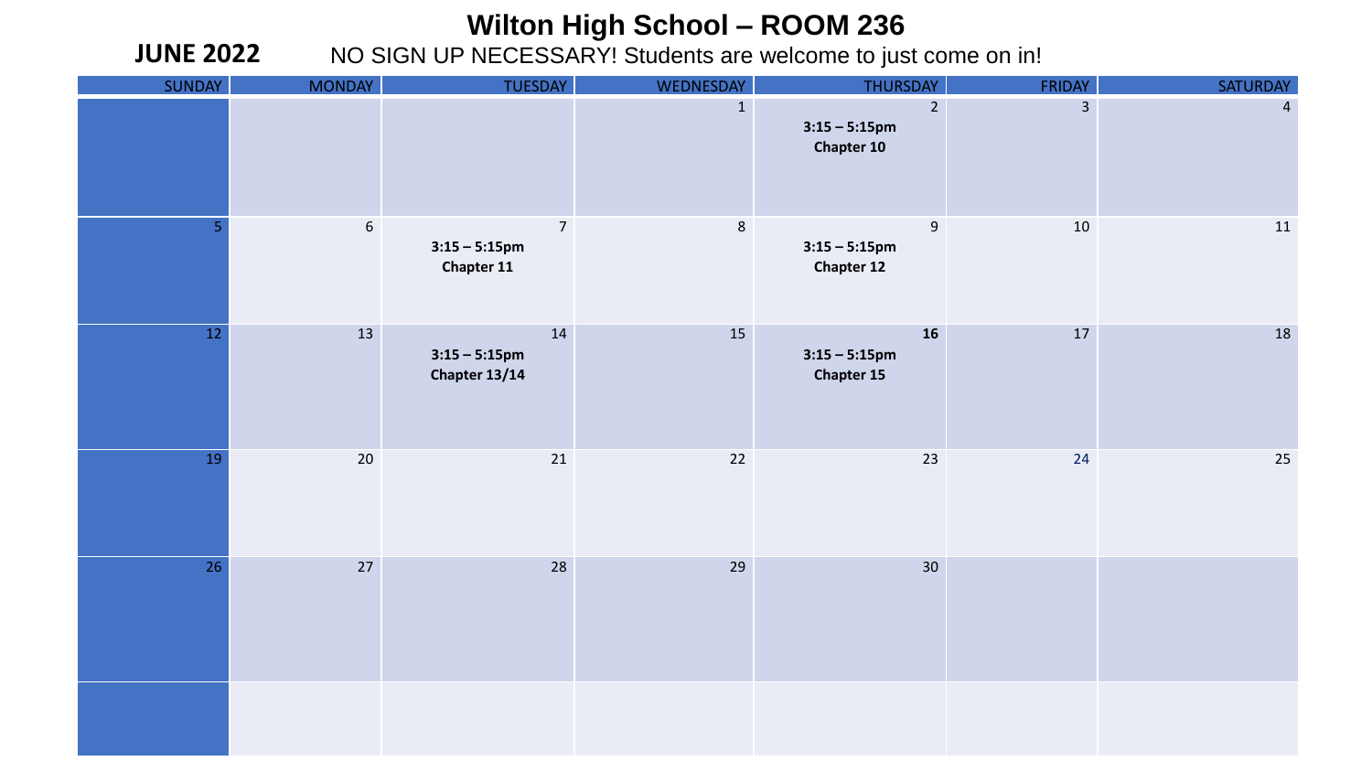# Wilton High School – ROOM 236

**JUNE 2022** NO SIGN UP NECESSARY! Students are welcome to just come on in!

| SUNDAY | MONDAY | TUESDAY | WEDNESDAY | THURSDAY | FRIDAY | SATURDAY |
|---|---|---|---|---|---|---|
| | | | 1 | 2 **3:15 – 5:15pm Chapter 10** | 3 | 4 |
| 5 | 6 | 7 **3:15 – 5:15pm Chapter 11** | 8 | 9 **3:15 – 5:15pm Chapter 12** | 10 | 11 |
| 12 | 13 | 14 **3:15 – 5:15pm Chapter 13/14** | 15 | **16** **3:15 – 5:15pm Chapter 15** | 17 | 18 |
| 19 | 20 | 21 | 22 | 23 | 24 | 25 |
| 26 | 27 | 28 | 29 | 30 | | |
| | | | | | | |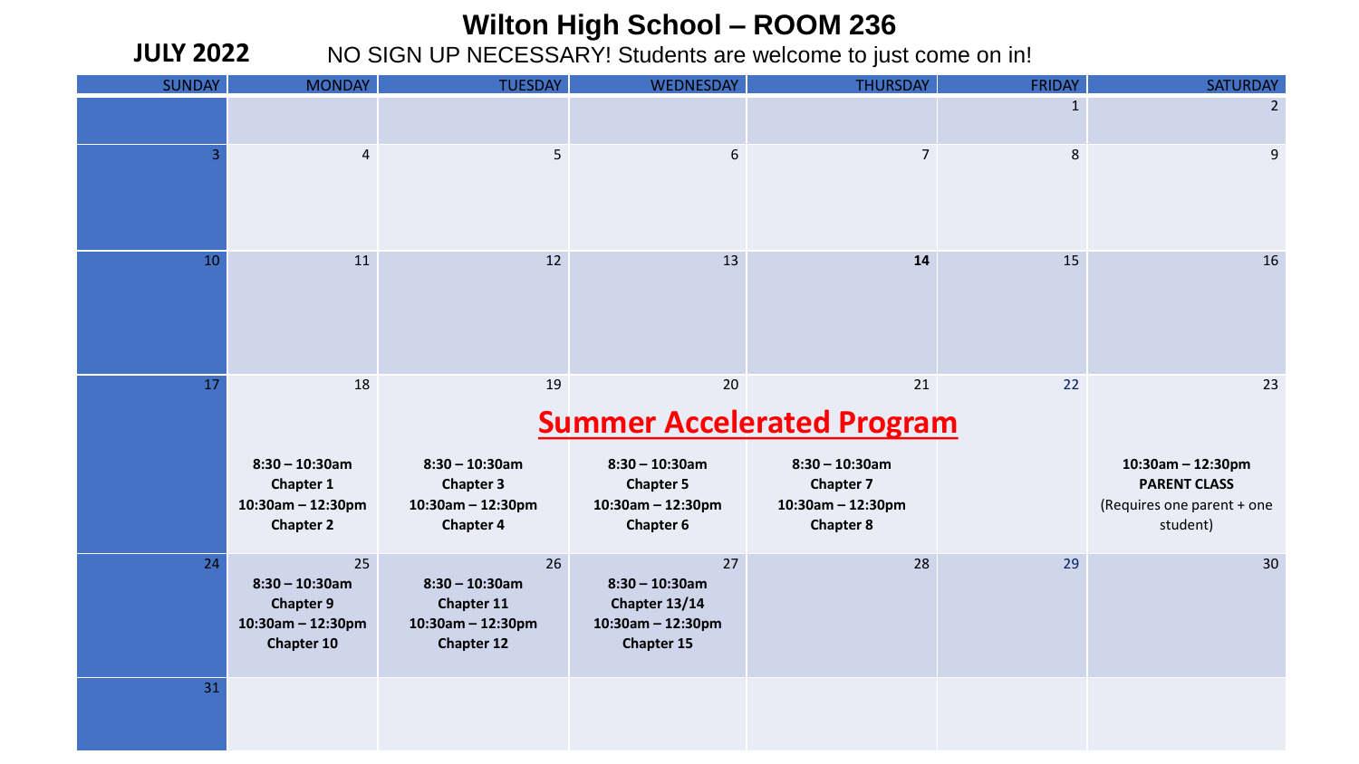# Wilton High School – ROOM 236

**JULY 2022**

NO SIGN UP NECESSARY! Students are welcome to just come on in!

| SUNDAY | MONDAY | TUESDAY | WEDNESDAY | THURSDAY | FRIDAY | SATURDAY |
|---|---|---|---|---|---|---|
| | | | | | 1 | 2 |
| 3 | 4 | 5 | 6 | 7 | 8 | 9 |
| 10 | 11 | 12 | 13 | **14** | 15 | 16 |
| 17 | 18<br>**8:30 – 10:30am**<br>**Chapter 1**<br>**10:30am – 12:30pm**<br>**Chapter 2** | 19<br>**8:30 – 10:30am**<br>**Chapter 3**<br>**10:30am – 12:30pm**<br>**Chapter 4** | 20<br>**Summer Accelerated Program**<br>**8:30 – 10:30am**<br>**Chapter 5**<br>**10:30am – 12:30pm**<br>**Chapter 6** | 21<br>**8:30 – 10:30am**<br>**Chapter 7**<br>**10:30am – 12:30pm**<br>**Chapter 8** | 22 | 23<br>**10:30am – 12:30pm**<br>**PARENT CLASS**<br>(Requires one parent + one student) |
| 24 | 25<br>**8:30 – 10:30am**<br>**Chapter 9**<br>**10:30am – 12:30pm**<br>**Chapter 10** | 26<br>**8:30 – 10:30am**<br>**Chapter 11**<br>**10:30am – 12:30pm**<br>**Chapter 12** | 27<br>**8:30 – 10:30am**<br>**Chapter 13/14**<br>**10:30am – 12:30pm**<br>**Chapter 15** | 28 | 29 | 30 |
| 31 | | | | | | |